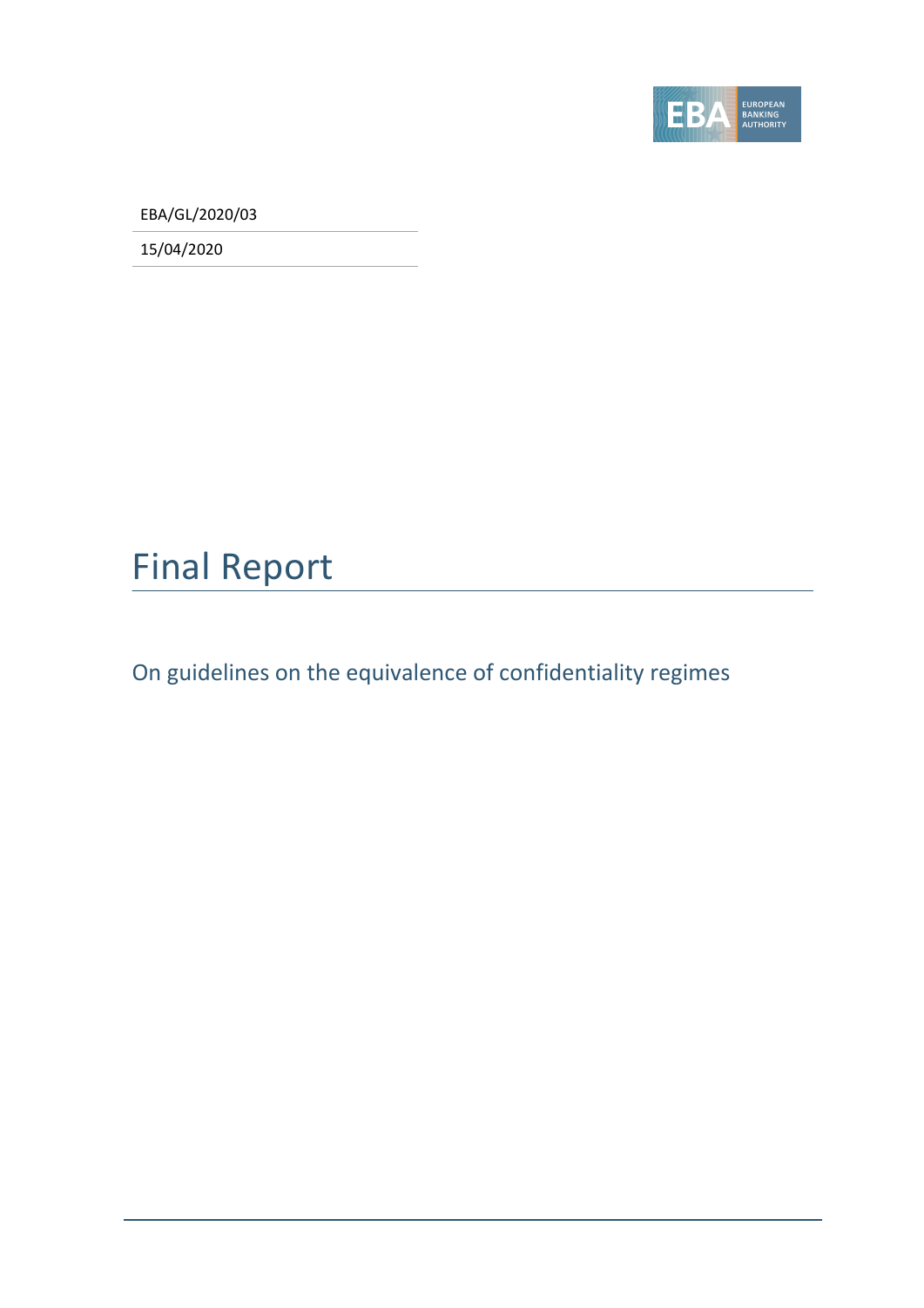EBA/GL/2020/03

15/04/2020

# Final Report

## On guidelines on the equivalence of confidentiality regimes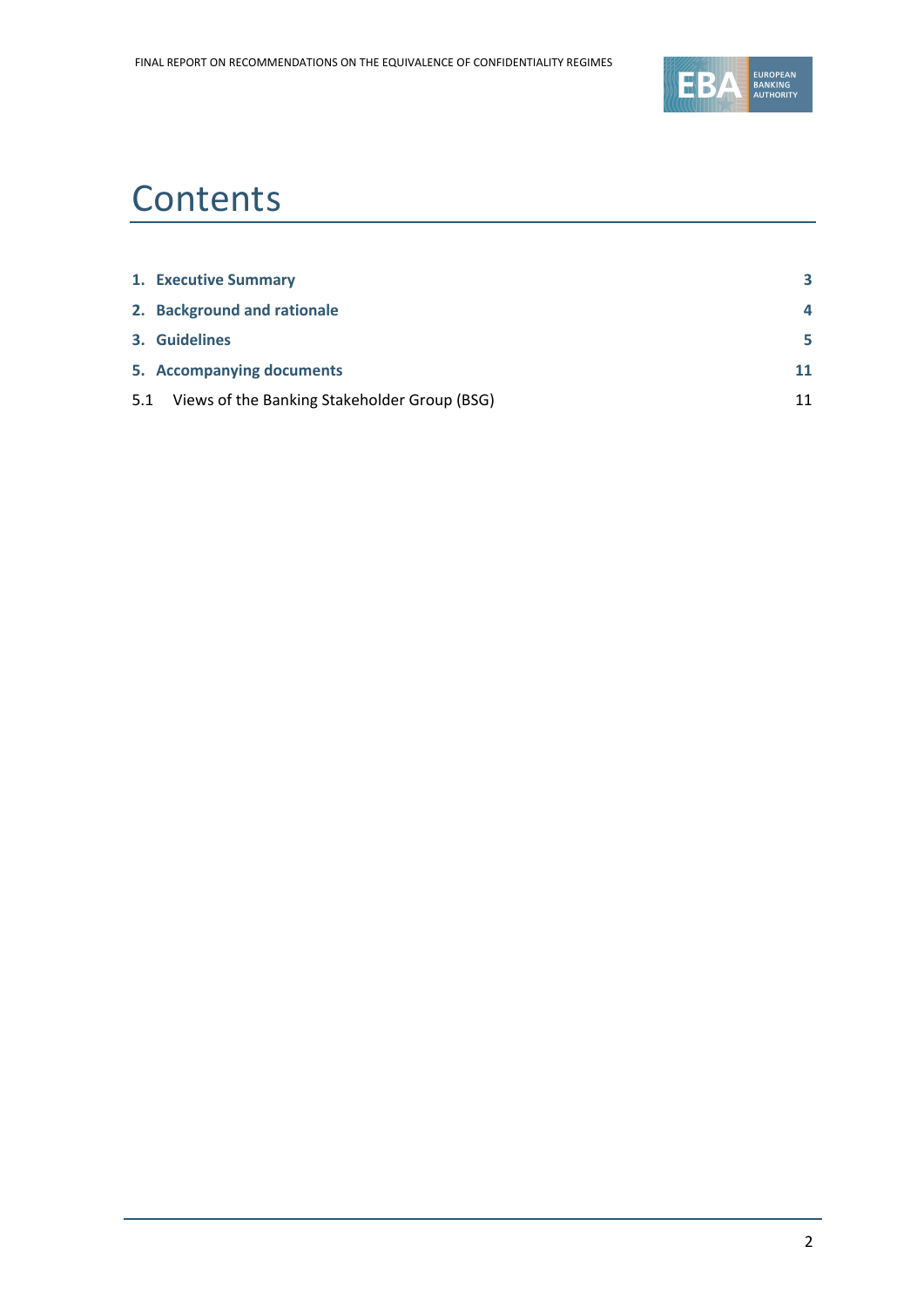# Contents

| | |
|---|---|
| **1. Executive Summary** | **3** |
| **2. Background and rationale** | **4** |
| **3. Guidelines** | **5** |
| **5. Accompanying documents** | **11** |
| 5.1 Views of the Banking Stakeholder Group (BSG) | 11 |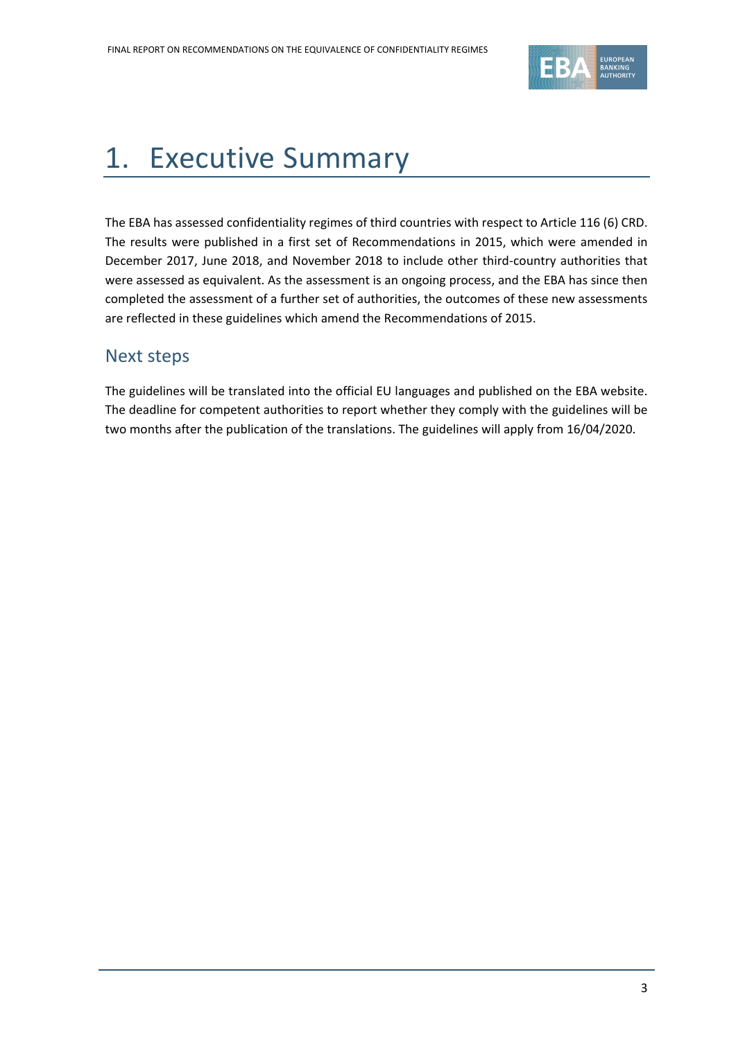# 1. Executive Summary

The EBA has assessed confidentiality regimes of third countries with respect to Article 116 (6) CRD. The results were published in a first set of Recommendations in 2015, which were amended in December 2017, June 2018, and November 2018 to include other third-country authorities that were assessed as equivalent. As the assessment is an ongoing process, and the EBA has since then completed the assessment of a further set of authorities, the outcomes of these new assessments are reflected in these guidelines which amend the Recommendations of 2015.

## Next steps

The guidelines will be translated into the official EU languages and published on the EBA website. The deadline for competent authorities to report whether they comply with the guidelines will be two months after the publication of the translations. The guidelines will apply from 16/04/2020.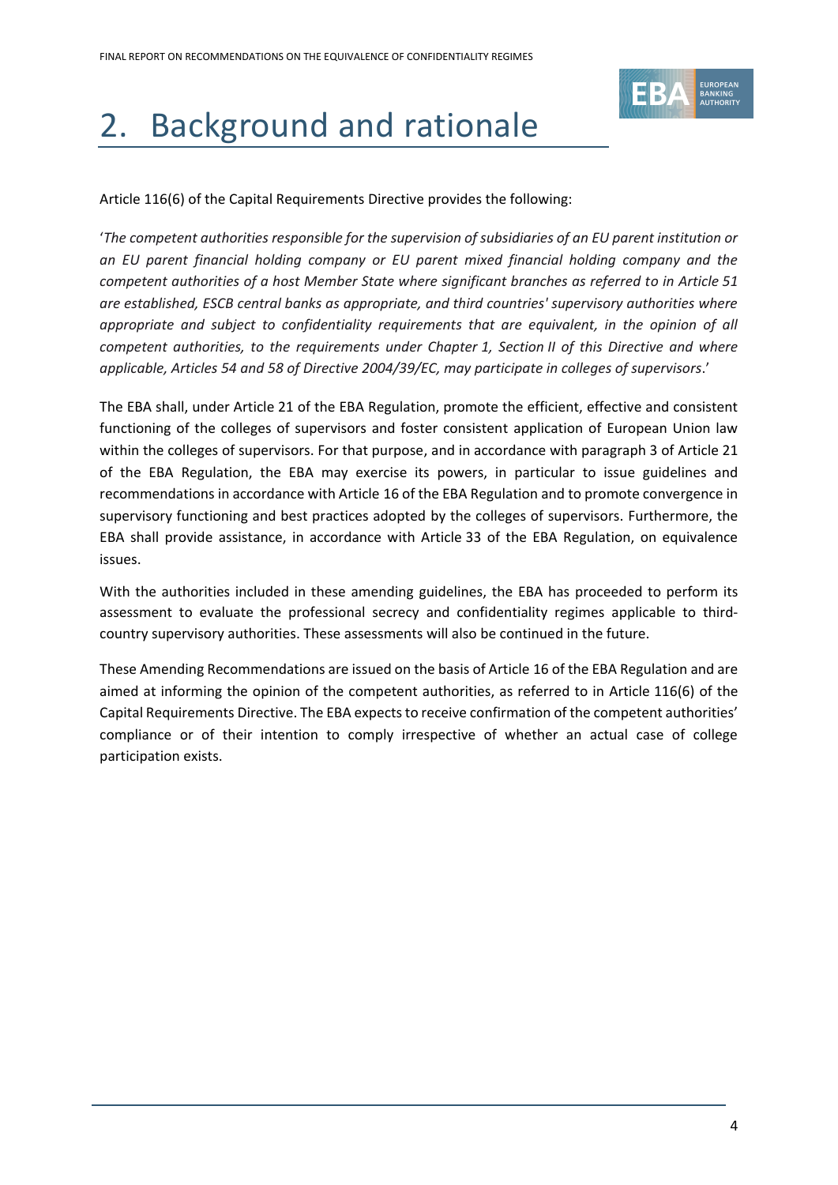# 2. Background and rationale

Article 116(6) of the Capital Requirements Directive provides the following:

'*The competent authorities responsible for the supervision of subsidiaries of an EU parent institution or an EU parent financial holding company or EU parent mixed financial holding company and the competent authorities of a host Member State where significant branches as referred to in Article 51 are established, ESCB central banks as appropriate, and third countries' supervisory authorities where appropriate and subject to confidentiality requirements that are equivalent, in the opinion of all competent authorities, to the requirements under Chapter 1, Section II of this Directive and where applicable, Articles 54 and 58 of Directive 2004/39/EC, may participate in colleges of supervisors*.'

The EBA shall, under Article 21 of the EBA Regulation, promote the efficient, effective and consistent functioning of the colleges of supervisors and foster consistent application of European Union law within the colleges of supervisors. For that purpose, and in accordance with paragraph 3 of Article 21 of the EBA Regulation, the EBA may exercise its powers, in particular to issue guidelines and recommendations in accordance with Article 16 of the EBA Regulation and to promote convergence in supervisory functioning and best practices adopted by the colleges of supervisors. Furthermore, the EBA shall provide assistance, in accordance with Article 33 of the EBA Regulation, on equivalence issues.

With the authorities included in these amending guidelines, the EBA has proceeded to perform its assessment to evaluate the professional secrecy and confidentiality regimes applicable to third-country supervisory authorities. These assessments will also be continued in the future.

These Amending Recommendations are issued on the basis of Article 16 of the EBA Regulation and are aimed at informing the opinion of the competent authorities, as referred to in Article 116(6) of the Capital Requirements Directive. The EBA expects to receive confirmation of the competent authorities' compliance or of their intention to comply irrespective of whether an actual case of college participation exists.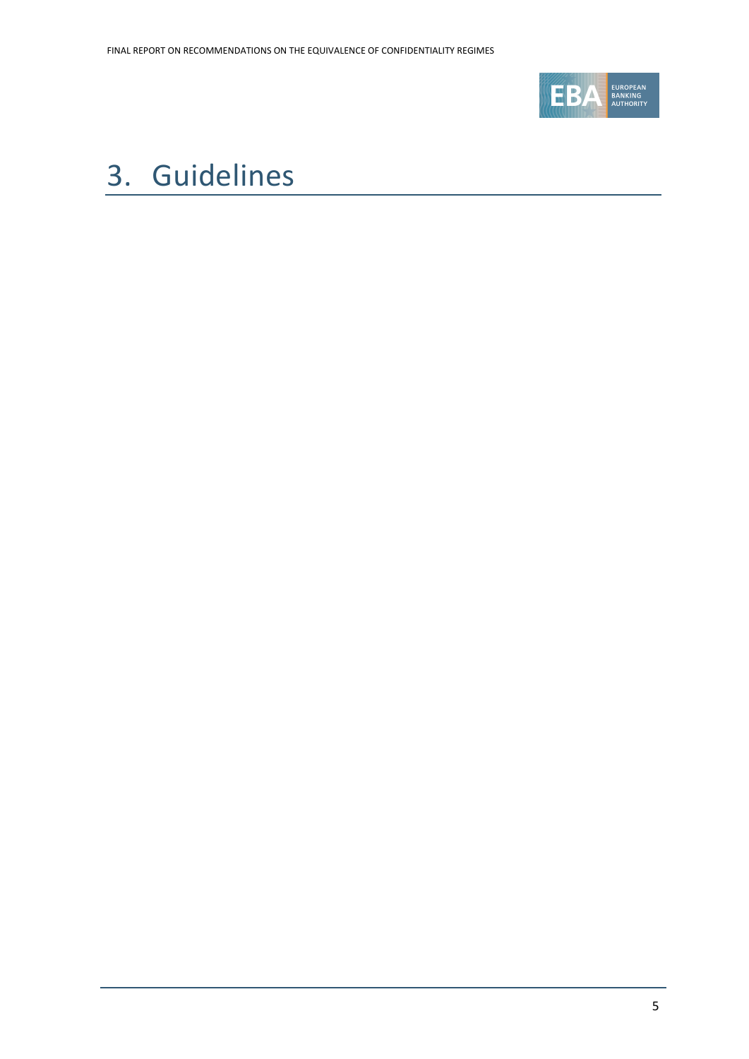# 3. Guidelines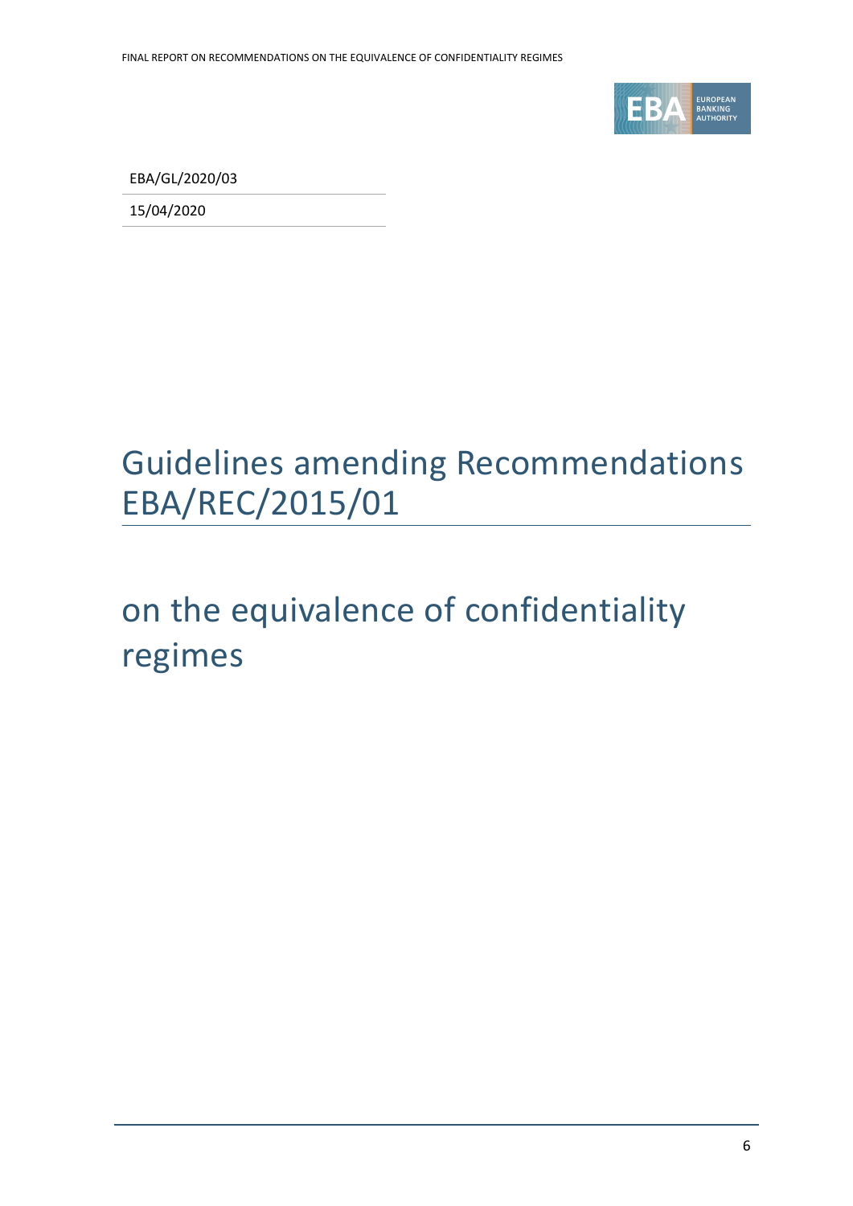EBA/GL/2020/03

15/04/2020

# Guidelines amending Recommendations EBA/REC/2015/01

# on the equivalence of confidentiality regimes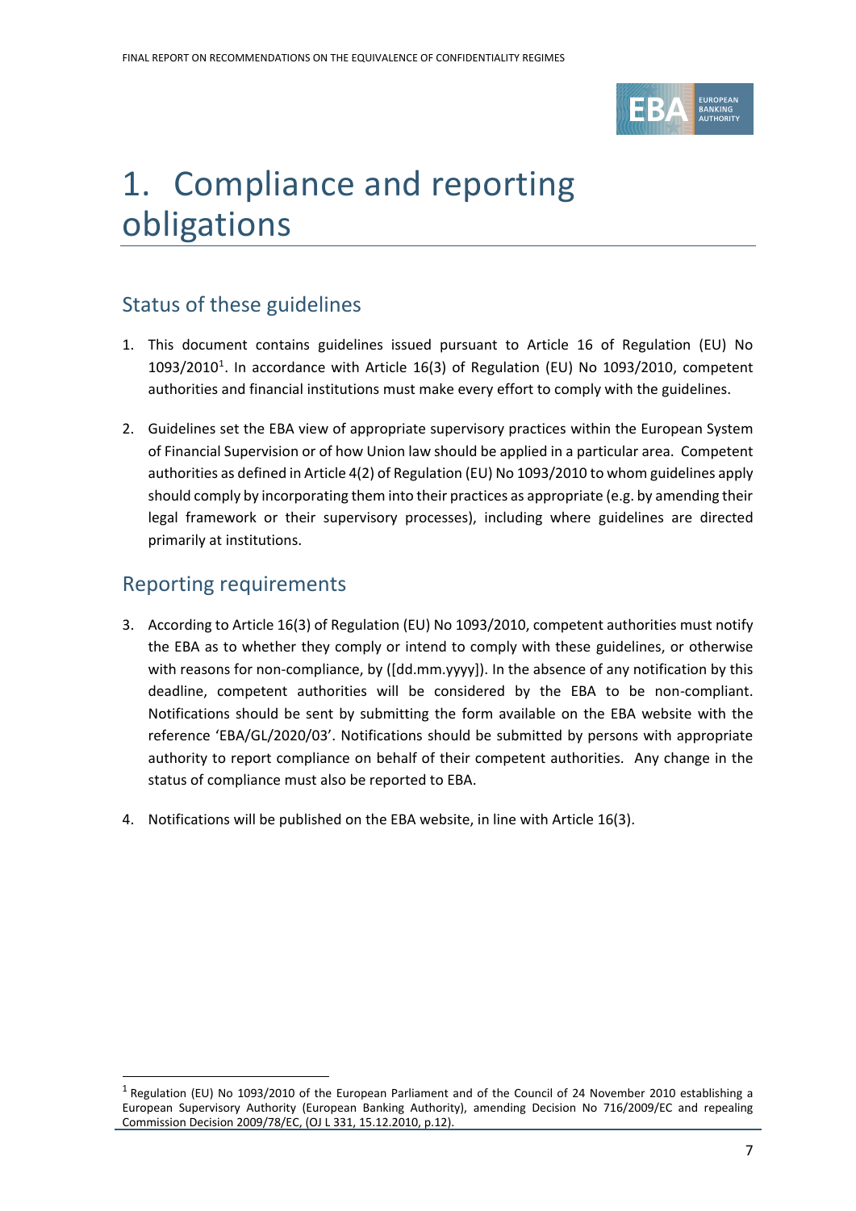# 1. Compliance and reporting obligations

## Status of these guidelines

1. This document contains guidelines issued pursuant to Article 16 of Regulation (EU) No 1093/2010[1]. In accordance with Article 16(3) of Regulation (EU) No 1093/2010, competent authorities and financial institutions must make every effort to comply with the guidelines.

2. Guidelines set the EBA view of appropriate supervisory practices within the European System of Financial Supervision or of how Union law should be applied in a particular area. Competent authorities as defined in Article 4(2) of Regulation (EU) No 1093/2010 to whom guidelines apply should comply by incorporating them into their practices as appropriate (e.g. by amending their legal framework or their supervisory processes), including where guidelines are directed primarily at institutions.

## Reporting requirements

3. According to Article 16(3) of Regulation (EU) No 1093/2010, competent authorities must notify the EBA as to whether they comply or intend to comply with these guidelines, or otherwise with reasons for non-compliance, by ([dd.mm.yyyy]). In the absence of any notification by this deadline, competent authorities will be considered by the EBA to be non-compliant. Notifications should be sent by submitting the form available on the EBA website with the reference 'EBA/GL/2020/03'. Notifications should be submitted by persons with appropriate authority to report compliance on behalf of their competent authorities. Any change in the status of compliance must also be reported to EBA.

4. Notifications will be published on the EBA website, in line with Article 16(3).

[1] Regulation (EU) No 1093/2010 of the European Parliament and of the Council of 24 November 2010 establishing a European Supervisory Authority (European Banking Authority), amending Decision No 716/2009/EC and repealing Commission Decision 2009/78/EC, (OJ L 331, 15.12.2010, p.12).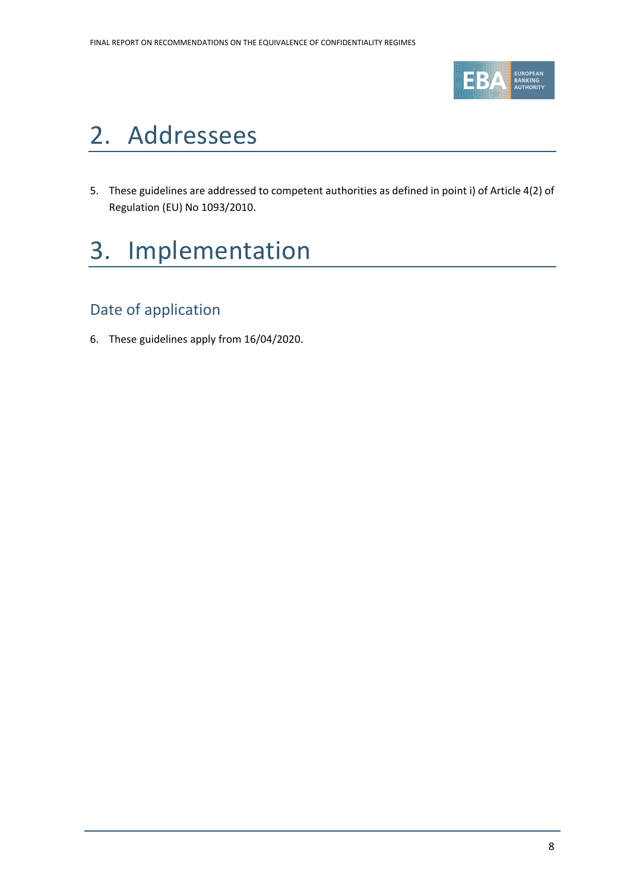# 2. Addressees

5. These guidelines are addressed to competent authorities as defined in point i) of Article 4(2) of Regulation (EU) No 1093/2010.

# 3. Implementation

## Date of application

6. These guidelines apply from 16/04/2020.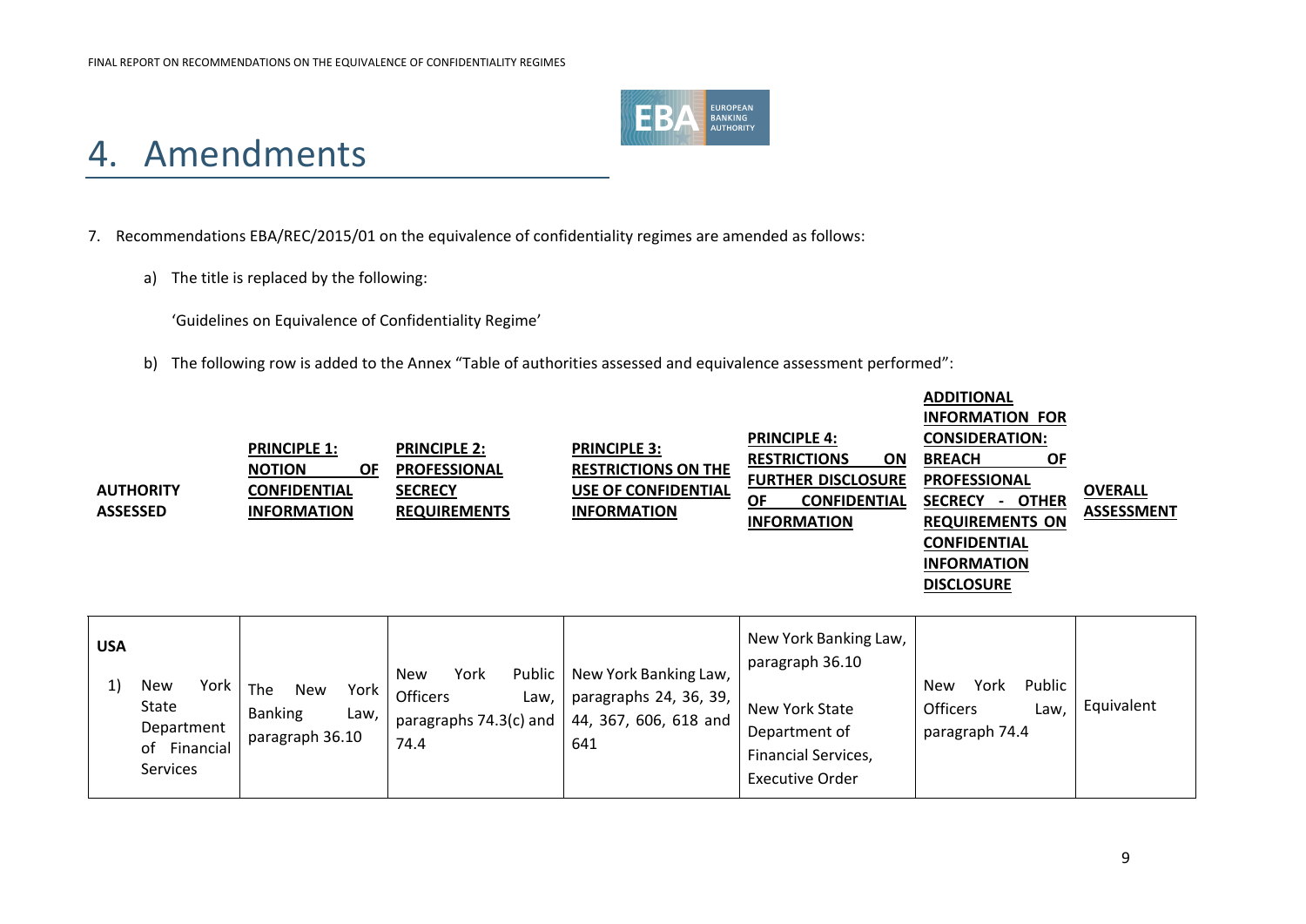# 4. Amendments

7. Recommendations EBA/REC/2015/01 on the equivalence of confidentiality regimes are amended as follows:

   a) The title is replaced by the following:

      'Guidelines on Equivalence of Confidentiality Regime'

   b) The following row is added to the Annex "Table of authorities assessed and equivalence assessment performed":

| AUTHORITY ASSESSED | PRINCIPLE 1: NOTION OF CONFIDENTIAL INFORMATION | PRINCIPLE 2: PROFESSIONAL SECRECY REQUIREMENTS | PRINCIPLE 3: RESTRICTIONS ON THE USE OF CONFIDENTIAL INFORMATION | PRINCIPLE 4: RESTRICTIONS ON FURTHER DISCLOSURE OF CONFIDENTIAL INFORMATION | ADDITIONAL INFORMATION FOR CONSIDERATION: BREACH OF PROFESSIONAL SECRECY - OTHER REQUIREMENTS ON CONFIDENTIAL INFORMATION DISCLOSURE | OVERALL ASSESSMENT |
|---|---|---|---|---|---|---|
| **USA**<br>1) New York State Department of Financial Services | The New York Banking Law, paragraph 36.10 | New York Public Officers Law, paragraphs 74.3(c) and 74.4 | New York Banking Law, paragraphs 24, 36, 39, 44, 367, 606, 618 and 641 | New York Banking Law, paragraph 36.10<br><br>New York State Department of Financial Services, Executive Order | New York Public Officers Law, paragraph 74.4 | Equivalent |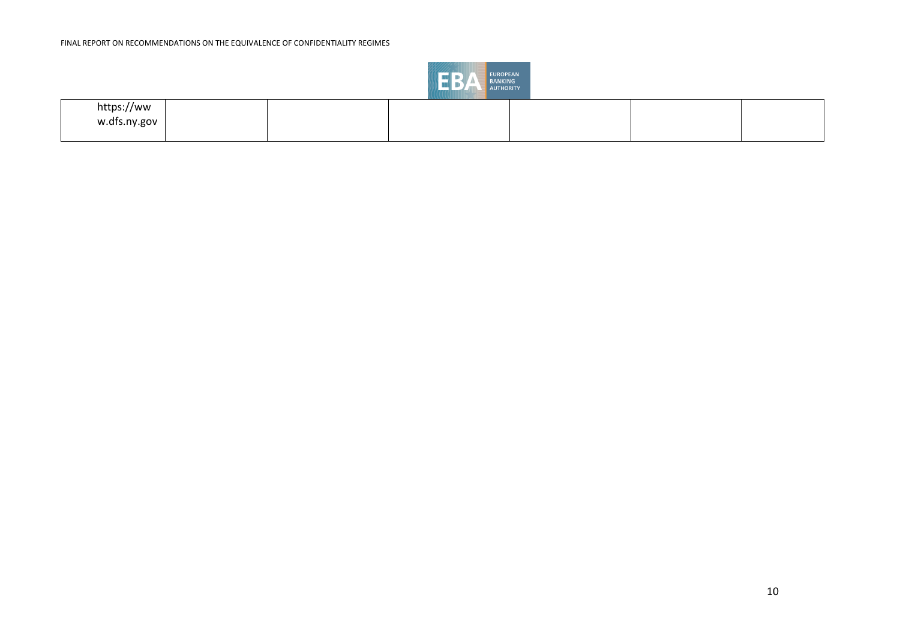| | | | | | | |
|---|---|---|---|---|---|---|
| https://www.dfs.ny.gov | | | | | | |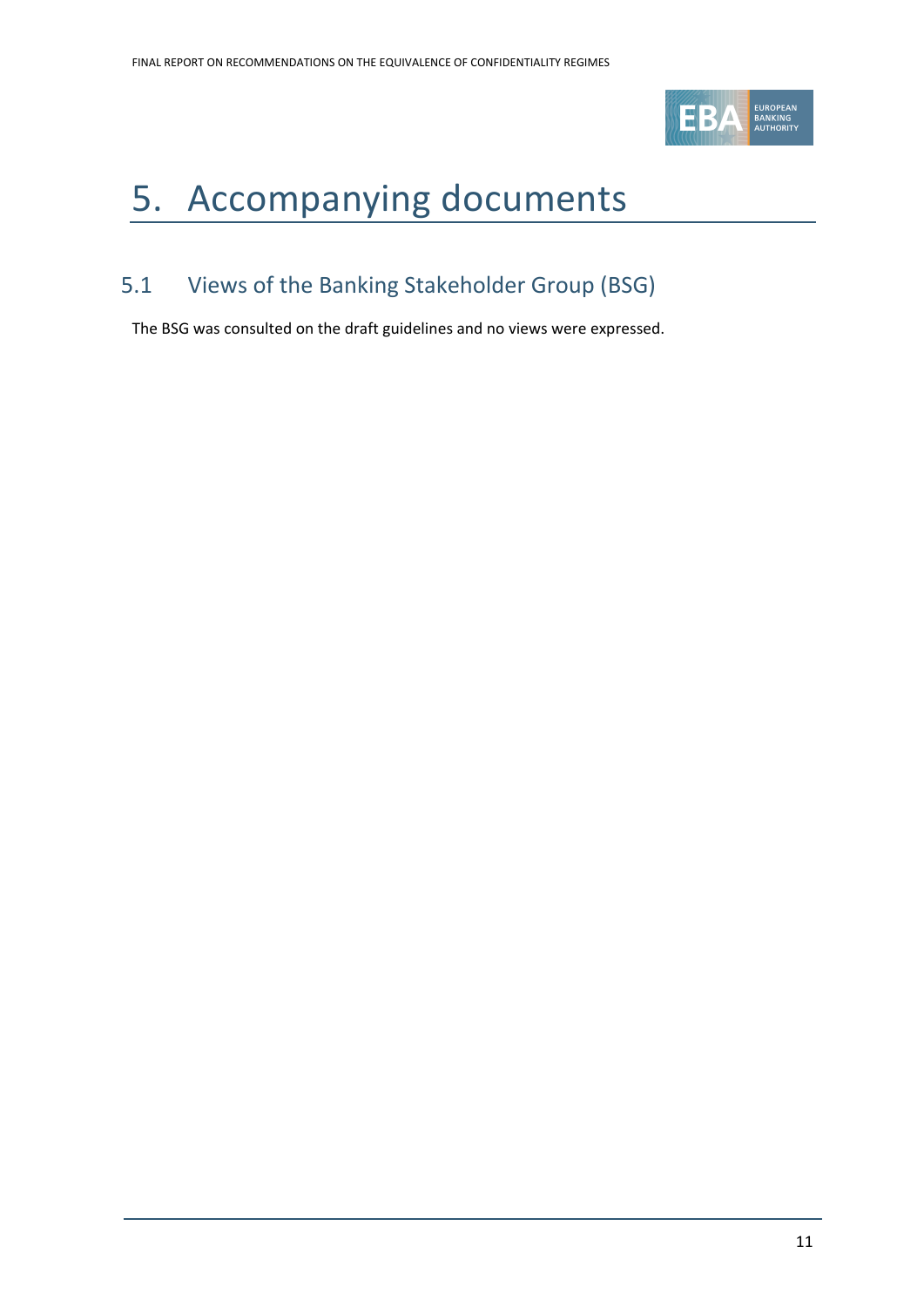# 5. Accompanying documents

## 5.1 Views of the Banking Stakeholder Group (BSG)

The BSG was consulted on the draft guidelines and no views were expressed.